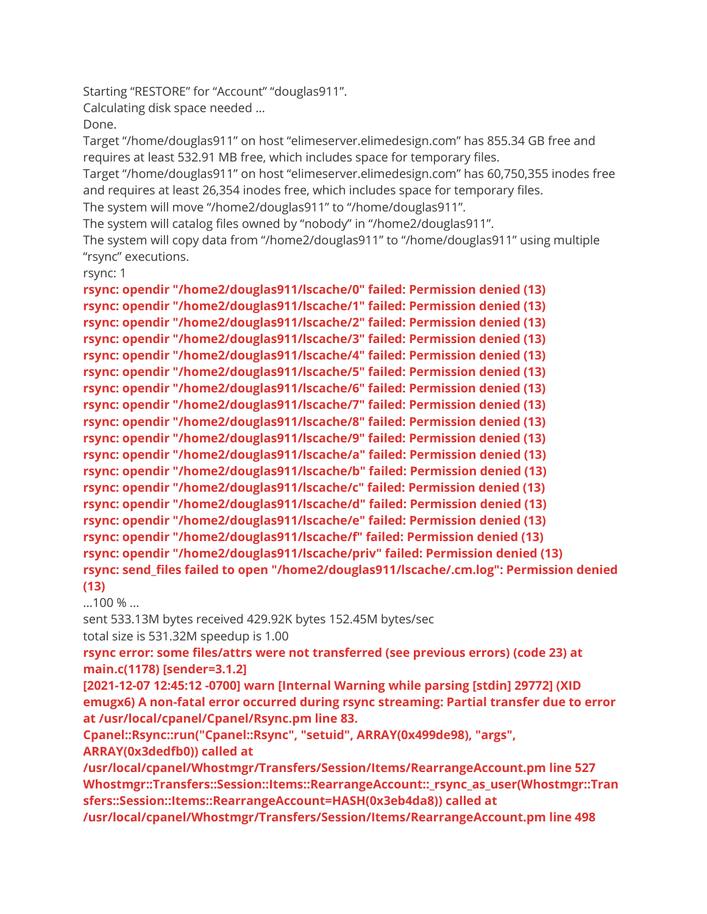Starting “RESTORE” for “Account” “douglas911”.
Calculating disk space needed …
Done.
Target “/home/douglas911” on host “elimeserver.elimedesign.com” has 855.34 GB free and requires at least 532.91 MB free, which includes space for temporary files.
Target “/home/douglas911” on host “elimeserver.elimedesign.com” has 60,750,355 inodes free and requires at least 26,354 inodes free, which includes space for temporary files.
The system will move “/home2/douglas911” to “/home/douglas911”.
The system will catalog files owned by “nobody” in “/home2/douglas911”.
The system will copy data from “/home2/douglas911” to “/home/douglas911” using multiple “rsync” executions.
rsync: 1

**rsync: opendir "/home2/douglas911/lscache/0" failed: Permission denied (13)**
**rsync: opendir "/home2/douglas911/lscache/1" failed: Permission denied (13)**
**rsync: opendir "/home2/douglas911/lscache/2" failed: Permission denied (13)**
**rsync: opendir "/home2/douglas911/lscache/3" failed: Permission denied (13)**
**rsync: opendir "/home2/douglas911/lscache/4" failed: Permission denied (13)**
**rsync: opendir "/home2/douglas911/lscache/5" failed: Permission denied (13)**
**rsync: opendir "/home2/douglas911/lscache/6" failed: Permission denied (13)**
**rsync: opendir "/home2/douglas911/lscache/7" failed: Permission denied (13)**
**rsync: opendir "/home2/douglas911/lscache/8" failed: Permission denied (13)**
**rsync: opendir "/home2/douglas911/lscache/9" failed: Permission denied (13)**
**rsync: opendir "/home2/douglas911/lscache/a" failed: Permission denied (13)**
**rsync: opendir "/home2/douglas911/lscache/b" failed: Permission denied (13)**
**rsync: opendir "/home2/douglas911/lscache/c" failed: Permission denied (13)**
**rsync: opendir "/home2/douglas911/lscache/d" failed: Permission denied (13)**
**rsync: opendir "/home2/douglas911/lscache/e" failed: Permission denied (13)**
**rsync: opendir "/home2/douglas911/lscache/f" failed: Permission denied (13)**
**rsync: opendir "/home2/douglas911/lscache/priv" failed: Permission denied (13)**
**rsync: send_files failed to open "/home2/douglas911/lscache/.cm.log": Permission denied (13)**

…100 % …
sent 533.13M bytes received 429.92K bytes 152.45M bytes/sec
total size is 531.32M speedup is 1.00

**rsync error: some files/attrs were not transferred (see previous errors) (code 23) at main.c(1178) [sender=3.1.2]**
**[2021-12-07 12:45:12 -0700] warn [Internal Warning while parsing [stdin] 29772] (XID emugx6) A non-fatal error occurred during rsync streaming: Partial transfer due to error at /usr/local/cpanel/Cpanel/Rsync.pm line 83.**
**Cpanel::Rsync::run("Cpanel::Rsync", "setuid", ARRAY(0x499de98), "args", ARRAY(0x3dedfb0)) called at /usr/local/cpanel/Whostmgr/Transfers/Session/Items/RearrangeAccount.pm line 527**
**Whostmgr::Transfers::Session::Items::RearrangeAccount::_rsync_as_user(Whostmgr::Transfers::Session::Items::RearrangeAccount=HASH(0x3eb4da8)) called at /usr/local/cpanel/Whostmgr/Transfers/Session/Items/RearrangeAccount.pm line 498**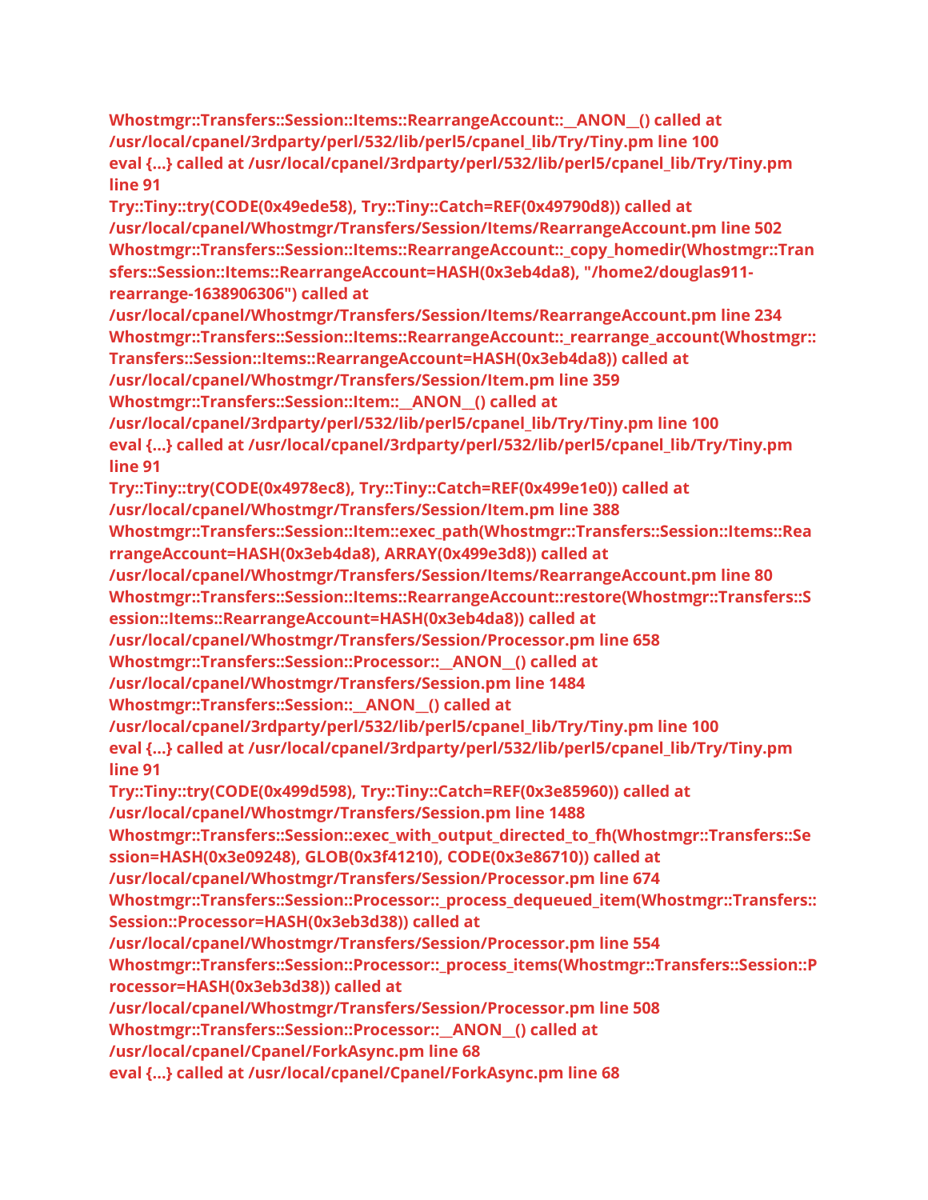```
Whostmgr::Transfers::Session::Items::RearrangeAccount::__ANON__() called at /usr/local/cpanel/3rdparty/perl/532/lib/perl5/cpanel_lib/Try/Tiny.pm line 100
eval {...} called at /usr/local/cpanel/3rdparty/perl/532/lib/perl5/cpanel_lib/Try/Tiny.pm line 91
Try::Tiny::try(CODE(0x49ede58), Try::Tiny::Catch=REF(0x49790d8)) called at /usr/local/cpanel/Whostmgr/Transfers/Session/Items/RearrangeAccount.pm line 502
Whostmgr::Transfers::Session::Items::RearrangeAccount::_copy_homedir(Whostmgr::Transfers::Session::Items::RearrangeAccount=HASH(0x3eb4da8), "/home2/douglas911-rearrange-1638906306") called at /usr/local/cpanel/Whostmgr/Transfers/Session/Items/RearrangeAccount.pm line 234
Whostmgr::Transfers::Session::Items::RearrangeAccount::_rearrange_account(Whostmgr::Transfers::Session::Items::RearrangeAccount=HASH(0x3eb4da8)) called at /usr/local/cpanel/Whostmgr/Transfers/Session/Item.pm line 359
Whostmgr::Transfers::Session::Item::__ANON__() called at /usr/local/cpanel/3rdparty/perl/532/lib/perl5/cpanel_lib/Try/Tiny.pm line 100
eval {...} called at /usr/local/cpanel/3rdparty/perl/532/lib/perl5/cpanel_lib/Try/Tiny.pm line 91
Try::Tiny::try(CODE(0x4978ec8), Try::Tiny::Catch=REF(0x499e1e0)) called at /usr/local/cpanel/Whostmgr/Transfers/Session/Item.pm line 388
Whostmgr::Transfers::Session::Item::exec_path(Whostmgr::Transfers::Session::Items::RearrangeAccount=HASH(0x3eb4da8), ARRAY(0x499e3d8)) called at /usr/local/cpanel/Whostmgr/Transfers/Session/Items/RearrangeAccount.pm line 80
Whostmgr::Transfers::Session::Items::RearrangeAccount::restore(Whostmgr::Transfers::Session::Items::RearrangeAccount=HASH(0x3eb4da8)) called at /usr/local/cpanel/Whostmgr/Transfers/Session/Processor.pm line 658
Whostmgr::Transfers::Session::Processor::__ANON__() called at /usr/local/cpanel/Whostmgr/Transfers/Session.pm line 1484
Whostmgr::Transfers::Session::__ANON__() called at /usr/local/cpanel/3rdparty/perl/532/lib/perl5/cpanel_lib/Try/Tiny.pm line 100
eval {...} called at /usr/local/cpanel/3rdparty/perl/532/lib/perl5/cpanel_lib/Try/Tiny.pm line 91
Try::Tiny::try(CODE(0x499d598), Try::Tiny::Catch=REF(0x3e85960)) called at /usr/local/cpanel/Whostmgr/Transfers/Session.pm line 1488
Whostmgr::Transfers::Session::exec_with_output_directed_to_fh(Whostmgr::Transfers::Session=HASH(0x3e09248), GLOB(0x3f41210), CODE(0x3e86710)) called at /usr/local/cpanel/Whostmgr/Transfers/Session/Processor.pm line 674
Whostmgr::Transfers::Session::Processor::_process_dequeued_item(Whostmgr::Transfers::Session::Processor=HASH(0x3eb3d38)) called at /usr/local/cpanel/Whostmgr/Transfers/Session/Processor.pm line 554
Whostmgr::Transfers::Session::Processor::_process_items(Whostmgr::Transfers::Session::Processor=HASH(0x3eb3d38)) called at /usr/local/cpanel/Whostmgr/Transfers/Session/Processor.pm line 508
Whostmgr::Transfers::Session::Processor::__ANON__() called at /usr/local/cpanel/Cpanel/ForkAsync.pm line 68
eval {...} called at /usr/local/cpanel/Cpanel/ForkAsync.pm line 68
```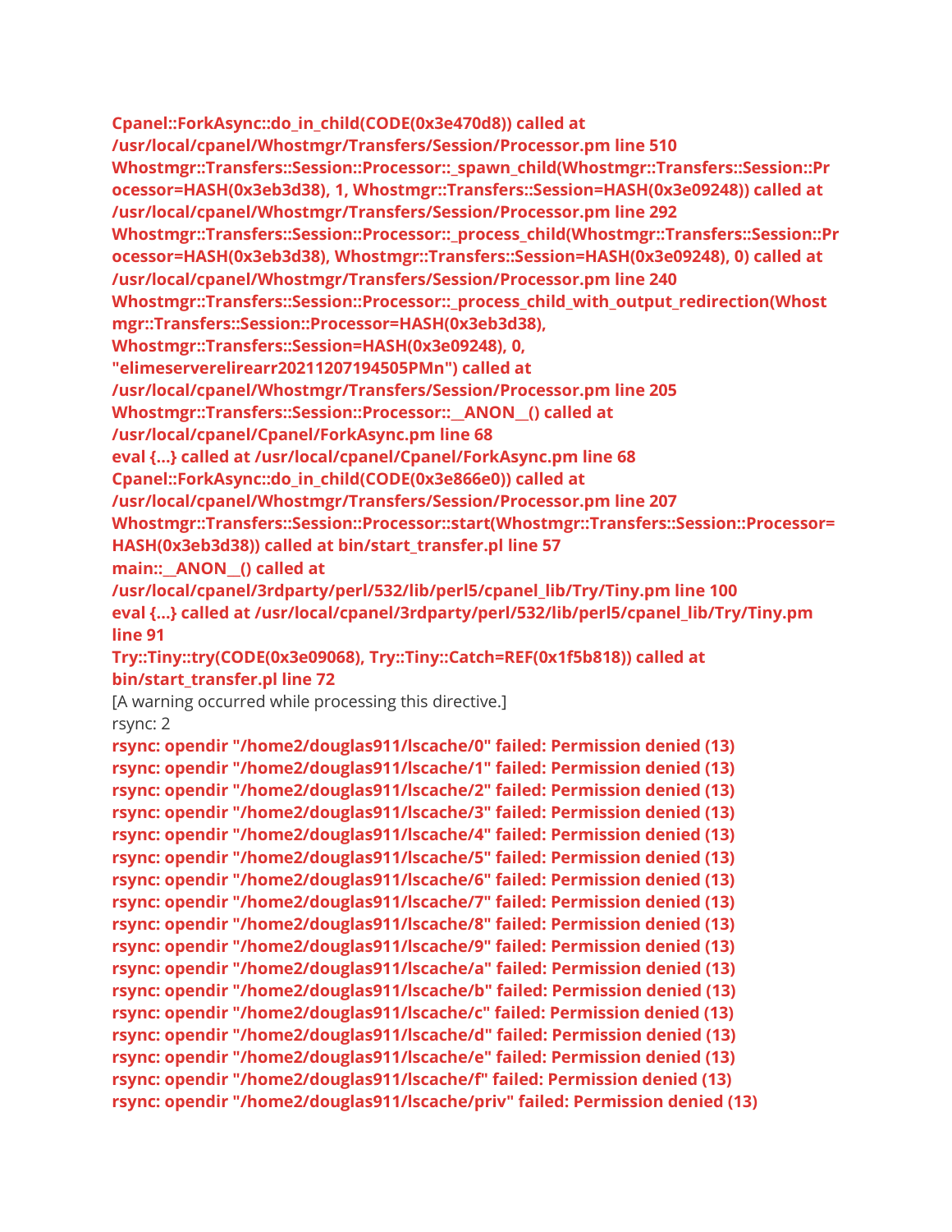**Cpanel::ForkAsync::do_in_child(CODE(0x3e470d8)) called at /usr/local/cpanel/Whostmgr/Transfers/Session/Processor.pm line 510**
**Whostmgr::Transfers::Session::Processor::_spawn_child(Whostmgr::Transfers::Session::Processor=HASH(0x3eb3d38), 1, Whostmgr::Transfers::Session=HASH(0x3e09248)) called at /usr/local/cpanel/Whostmgr/Transfers/Session/Processor.pm line 292**
**Whostmgr::Transfers::Session::Processor::_process_child(Whostmgr::Transfers::Session::Processor=HASH(0x3eb3d38), Whostmgr::Transfers::Session=HASH(0x3e09248), 0) called at /usr/local/cpanel/Whostmgr/Transfers/Session/Processor.pm line 240**
**Whostmgr::Transfers::Session::Processor::_process_child_with_output_redirection(Whostmgr::Transfers::Session::Processor=HASH(0x3eb3d38), Whostmgr::Transfers::Session=HASH(0x3e09248), 0, "elimeserverelirearr20211207194505PMn") called at /usr/local/cpanel/Whostmgr/Transfers/Session/Processor.pm line 205**
**Whostmgr::Transfers::Session::Processor::__ANON__() called at /usr/local/cpanel/Cpanel/ForkAsync.pm line 68**
**eval {...} called at /usr/local/cpanel/Cpanel/ForkAsync.pm line 68**
**Cpanel::ForkAsync::do_in_child(CODE(0x3e866e0)) called at /usr/local/cpanel/Whostmgr/Transfers/Session/Processor.pm line 207**
**Whostmgr::Transfers::Session::Processor::start(Whostmgr::Transfers::Session::Processor=HASH(0x3eb3d38)) called at bin/start_transfer.pl line 57**
**main::__ANON__() called at /usr/local/cpanel/3rdparty/perl/532/lib/perl5/cpanel_lib/Try/Tiny.pm line 100**
**eval {...} called at /usr/local/cpanel/3rdparty/perl/532/lib/perl5/cpanel_lib/Try/Tiny.pm line 91**
**Try::Tiny::try(CODE(0x3e09068), Try::Tiny::Catch=REF(0x1f5b818)) called at bin/start_transfer.pl line 72**
[A warning occurred while processing this directive.]
rsync: 2
**rsync: opendir "/home2/douglas911/lscache/0" failed: Permission denied (13)**
**rsync: opendir "/home2/douglas911/lscache/1" failed: Permission denied (13)**
**rsync: opendir "/home2/douglas911/lscache/2" failed: Permission denied (13)**
**rsync: opendir "/home2/douglas911/lscache/3" failed: Permission denied (13)**
**rsync: opendir "/home2/douglas911/lscache/4" failed: Permission denied (13)**
**rsync: opendir "/home2/douglas911/lscache/5" failed: Permission denied (13)**
**rsync: opendir "/home2/douglas911/lscache/6" failed: Permission denied (13)**
**rsync: opendir "/home2/douglas911/lscache/7" failed: Permission denied (13)**
**rsync: opendir "/home2/douglas911/lscache/8" failed: Permission denied (13)**
**rsync: opendir "/home2/douglas911/lscache/9" failed: Permission denied (13)**
**rsync: opendir "/home2/douglas911/lscache/a" failed: Permission denied (13)**
**rsync: opendir "/home2/douglas911/lscache/b" failed: Permission denied (13)**
**rsync: opendir "/home2/douglas911/lscache/c" failed: Permission denied (13)**
**rsync: opendir "/home2/douglas911/lscache/d" failed: Permission denied (13)**
**rsync: opendir "/home2/douglas911/lscache/e" failed: Permission denied (13)**
**rsync: opendir "/home2/douglas911/lscache/f" failed: Permission denied (13)**
**rsync: opendir "/home2/douglas911/lscache/priv" failed: Permission denied (13)**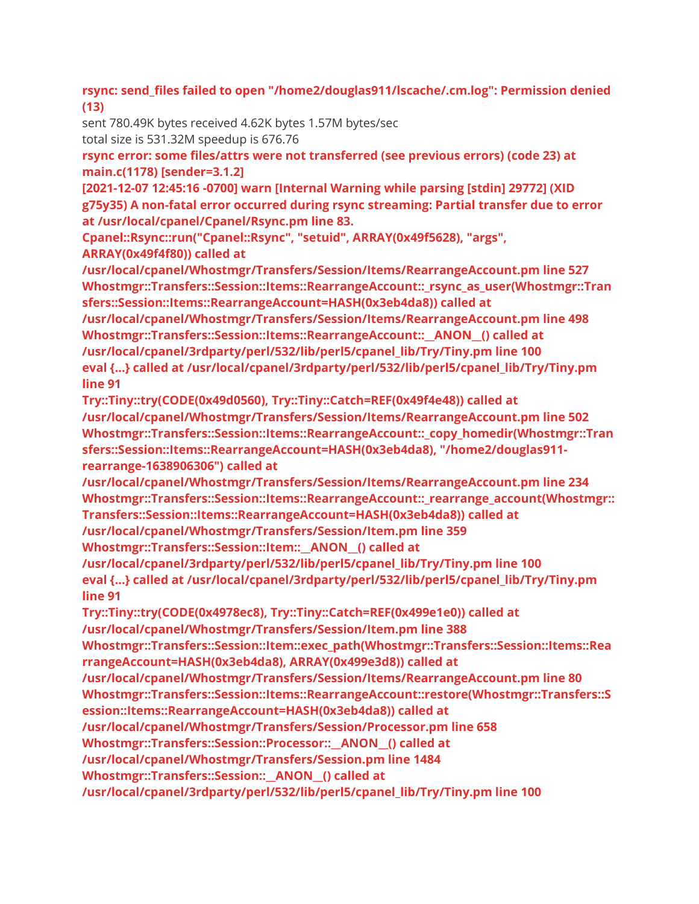**rsync: send_files failed to open "/home2/douglas911/lscache/.cm.log": Permission denied (13)**

sent 780.49K bytes received 4.62K bytes 1.57M bytes/sec

total size is 531.32M speedup is 676.76

**rsync error: some files/attrs were not transferred (see previous errors) (code 23) at main.c(1178) [sender=3.1.2]**

**[2021-12-07 12:45:16 -0700] warn [Internal Warning while parsing [stdin] 29772] (XID g75y35) A non-fatal error occurred during rsync streaming: Partial transfer due to error at /usr/local/cpanel/Cpanel/Rsync.pm line 83.**

**Cpanel::Rsync::run("Cpanel::Rsync", "setuid", ARRAY(0x49f5628), "args", ARRAY(0x49f4f80)) called at /usr/local/cpanel/Whostmgr/Transfers/Session/Items/RearrangeAccount.pm line 527**

**Whostmgr::Transfers::Session::Items::RearrangeAccount::_rsync_as_user(Whostmgr::Transfers::Session::Items::RearrangeAccount=HASH(0x3eb4da8)) called at /usr/local/cpanel/Whostmgr/Transfers/Session/Items/RearrangeAccount.pm line 498**

**Whostmgr::Transfers::Session::Items::RearrangeAccount::__ANON__() called at /usr/local/cpanel/3rdparty/perl/532/lib/perl5/cpanel_lib/Try/Tiny.pm line 100**

**eval {...} called at /usr/local/cpanel/3rdparty/perl/532/lib/perl5/cpanel_lib/Try/Tiny.pm line 91**

**Try::Tiny::try(CODE(0x49d0560), Try::Tiny::Catch=REF(0x49f4e48)) called at /usr/local/cpanel/Whostmgr/Transfers/Session/Items/RearrangeAccount.pm line 502**

**Whostmgr::Transfers::Session::Items::RearrangeAccount::_copy_homedir(Whostmgr::Transfers::Session::Items::RearrangeAccount=HASH(0x3eb4da8), "/home2/douglas911-rearrange-1638906306") called at /usr/local/cpanel/Whostmgr/Transfers/Session/Items/RearrangeAccount.pm line 234**

**Whostmgr::Transfers::Session::Items::RearrangeAccount::_rearrange_account(Whostmgr::Transfers::Session::Items::RearrangeAccount=HASH(0x3eb4da8)) called at /usr/local/cpanel/Whostmgr/Transfers/Session/Item.pm line 359**

**Whostmgr::Transfers::Session::Item::__ANON__() called at /usr/local/cpanel/3rdparty/perl/532/lib/perl5/cpanel_lib/Try/Tiny.pm line 100**

**eval {...} called at /usr/local/cpanel/3rdparty/perl/532/lib/perl5/cpanel_lib/Try/Tiny.pm line 91**

**Try::Tiny::try(CODE(0x4978ec8), Try::Tiny::Catch=REF(0x499e1e0)) called at /usr/local/cpanel/Whostmgr/Transfers/Session/Item.pm line 388**

**Whostmgr::Transfers::Session::Item::exec_path(Whostmgr::Transfers::Session::Items::RearrangeAccount=HASH(0x3eb4da8), ARRAY(0x499e3d8)) called at /usr/local/cpanel/Whostmgr/Transfers/Session/Items/RearrangeAccount.pm line 80**

**Whostmgr::Transfers::Session::Items::RearrangeAccount::restore(Whostmgr::Transfers::Session::Items::RearrangeAccount=HASH(0x3eb4da8)) called at /usr/local/cpanel/Whostmgr/Transfers/Session/Processor.pm line 658**

**Whostmgr::Transfers::Session::Processor::__ANON__() called at /usr/local/cpanel/Whostmgr/Transfers/Session.pm line 1484**

**Whostmgr::Transfers::Session::__ANON__() called at /usr/local/cpanel/3rdparty/perl/532/lib/perl5/cpanel_lib/Try/Tiny.pm line 100**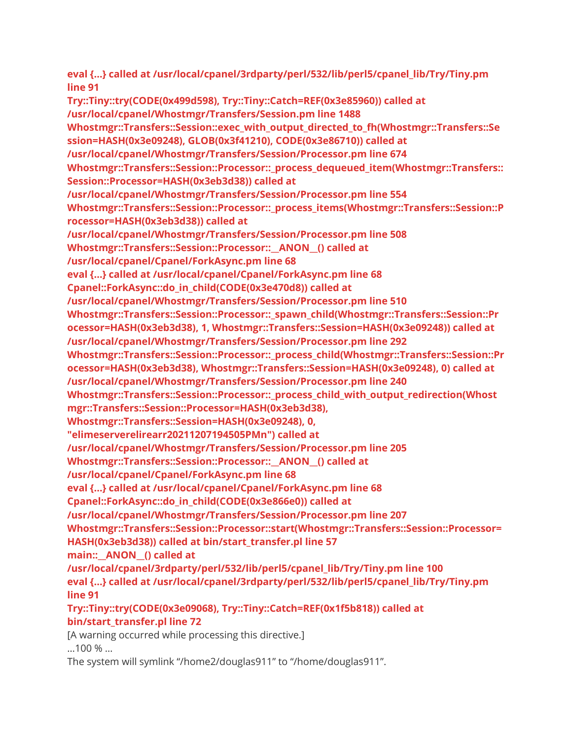**eval {...} called at /usr/local/cpanel/3rdparty/perl/532/lib/perl5/cpanel_lib/Try/Tiny.pm line 91**
**Try::Tiny::try(CODE(0x499d598), Try::Tiny::Catch=REF(0x3e85960)) called at /usr/local/cpanel/Whostmgr/Transfers/Session.pm line 1488**
**Whostmgr::Transfers::Session::exec_with_output_directed_to_fh(Whostmgr::Transfers::Session=HASH(0x3e09248), GLOB(0x3f41210), CODE(0x3e86710)) called at /usr/local/cpanel/Whostmgr/Transfers/Session/Processor.pm line 674**
**Whostmgr::Transfers::Session::Processor::_process_dequeued_item(Whostmgr::Transfers::Session::Processor=HASH(0x3eb3d38)) called at /usr/local/cpanel/Whostmgr/Transfers/Session/Processor.pm line 554**
**Whostmgr::Transfers::Session::Processor::_process_items(Whostmgr::Transfers::Session::Processor=HASH(0x3eb3d38)) called at /usr/local/cpanel/Whostmgr/Transfers/Session/Processor.pm line 508**
**Whostmgr::Transfers::Session::Processor::__ANON__() called at /usr/local/cpanel/Cpanel/ForkAsync.pm line 68**
**eval {...} called at /usr/local/cpanel/Cpanel/ForkAsync.pm line 68**
**Cpanel::ForkAsync::do_in_child(CODE(0x3e470d8)) called at /usr/local/cpanel/Whostmgr/Transfers/Session/Processor.pm line 510**
**Whostmgr::Transfers::Session::Processor::_spawn_child(Whostmgr::Transfers::Session::Processor=HASH(0x3eb3d38), 1, Whostmgr::Transfers::Session=HASH(0x3e09248)) called at /usr/local/cpanel/Whostmgr/Transfers/Session/Processor.pm line 292**
**Whostmgr::Transfers::Session::Processor::_process_child(Whostmgr::Transfers::Session::Processor=HASH(0x3eb3d38), Whostmgr::Transfers::Session=HASH(0x3e09248), 0) called at /usr/local/cpanel/Whostmgr/Transfers/Session/Processor.pm line 240**
**Whostmgr::Transfers::Session::Processor::_process_child_with_output_redirection(Whostmgr::Transfers::Session::Processor=HASH(0x3eb3d38), Whostmgr::Transfers::Session=HASH(0x3e09248), 0, "elimeserverelirearr20211207194505PMn") called at /usr/local/cpanel/Whostmgr/Transfers/Session/Processor.pm line 205**
**Whostmgr::Transfers::Session::Processor::__ANON__() called at /usr/local/cpanel/Cpanel/ForkAsync.pm line 68**
**eval {...} called at /usr/local/cpanel/Cpanel/ForkAsync.pm line 68**
**Cpanel::ForkAsync::do_in_child(CODE(0x3e866e0)) called at /usr/local/cpanel/Whostmgr/Transfers/Session/Processor.pm line 207**
**Whostmgr::Transfers::Session::Processor::start(Whostmgr::Transfers::Session::Processor=HASH(0x3eb3d38)) called at bin/start_transfer.pl line 57**
**main::__ANON__() called at /usr/local/cpanel/3rdparty/perl/532/lib/perl5/cpanel_lib/Try/Tiny.pm line 100**
**eval {...} called at /usr/local/cpanel/3rdparty/perl/532/lib/perl5/cpanel_lib/Try/Tiny.pm line 91**
**Try::Tiny::try(CODE(0x3e09068), Try::Tiny::Catch=REF(0x1f5b818)) called at bin/start_transfer.pl line 72**

[A warning occurred while processing this directive.]

…100 % …

The system will symlink “/home2/douglas911” to “/home/douglas911”.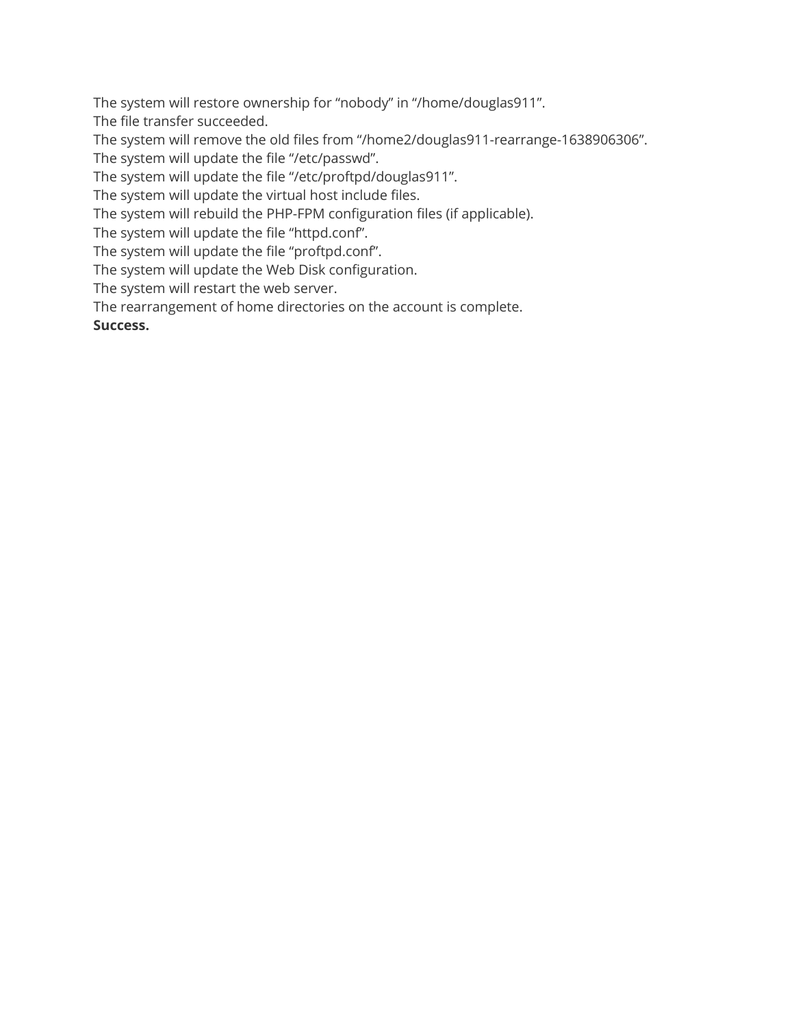The system will restore ownership for “nobody” in “/home/douglas911”.
The file transfer succeeded.
The system will remove the old files from “/home2/douglas911-rearrange-1638906306”.
The system will update the file “/etc/passwd”.
The system will update the file “/etc/proftpd/douglas911”.
The system will update the virtual host include files.
The system will rebuild the PHP-FPM configuration files (if applicable).
The system will update the file “httpd.conf”.
The system will update the file “proftpd.conf”.
The system will update the Web Disk configuration.
The system will restart the web server.
The rearrangement of home directories on the account is complete.
**Success.**